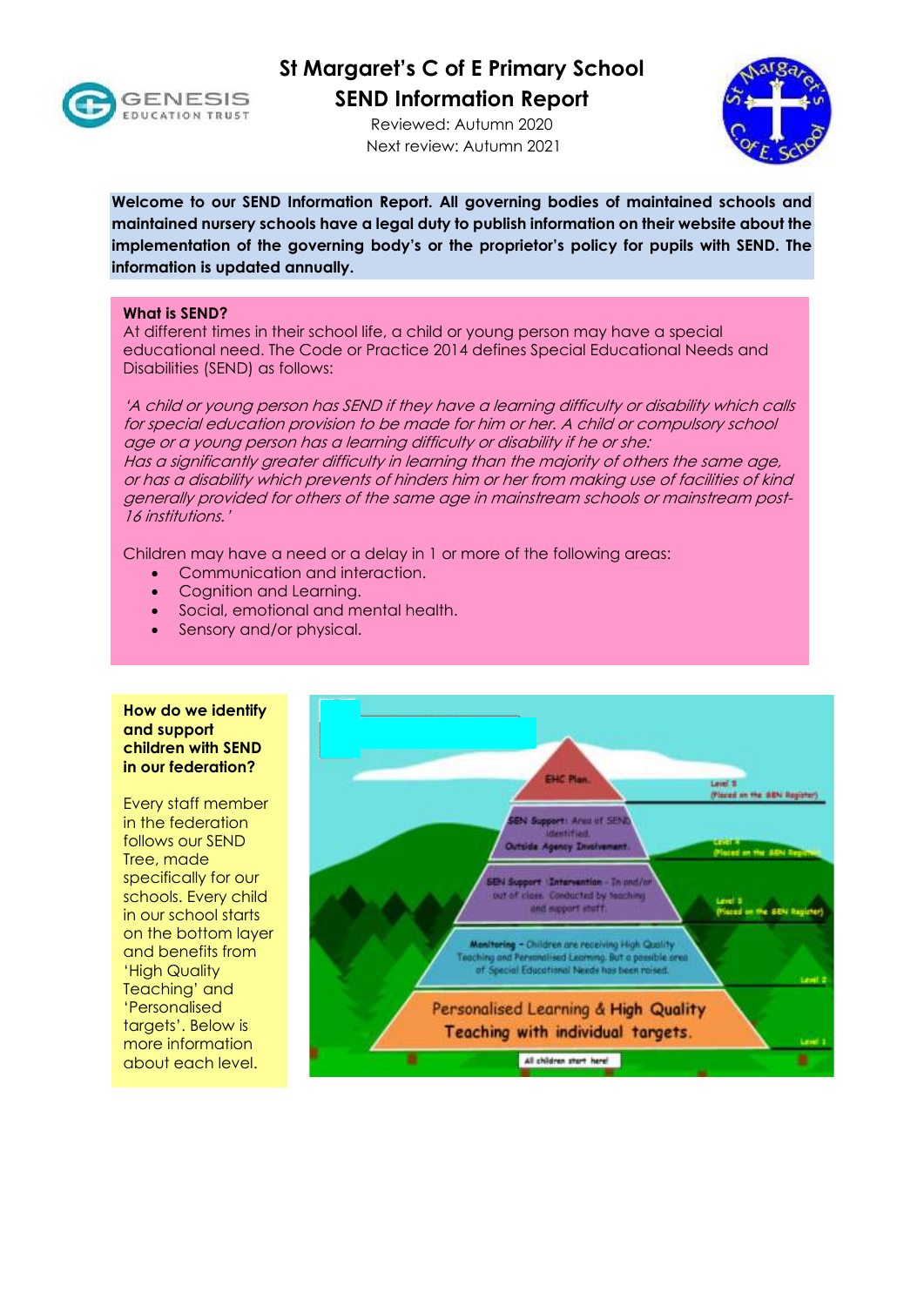# St Margaret's C of E Primary School

## SEND Information Report

Reviewed: Autumn 2020

Next review: Autumn 2021

**Welcome to our SEND Information Report. All governing bodies of maintained schools and maintained nursery schools have a legal duty to publish information on their website about the implementation of the governing body's or the proprietor's policy for pupils with SEND. The information is updated annually.**

**What is SEND?**

At different times in their school life, a child or young person may have a special educational need. The Code or Practice 2014 defines Special Educational Needs and Disabilities (SEND) as follows:

*'A child or young person has SEND if they have a learning difficulty or disability which calls for special education provision to be made for him or her. A child or compulsory school age or a young person has a learning difficulty or disability if he or she:*
*Has a significantly greater difficulty in learning than the majority of others the same age, or has a disability which prevents of hinders him or her from making use of facilities of kind generally provided for others of the same age in mainstream schools or mainstream post-16 institutions.'*

Children may have a need or a delay in 1 or more of the following areas:

- Communication and interaction.
- Cognition and Learning.
- Social, emotional and mental health.
- Sensory and/or physical.

**How do we identify and support children with SEND in our federation?**

Every staff member in the federation follows our SEND Tree, made specifically for our schools. Every child in our school starts on the bottom layer and benefits from 'High Quality Teaching' and 'Personalised targets'. Below is more information about each level.

EHC Plan.

Level 5 (Placed on the SEN Register)

SEN Support: Area of SEND identified. Outside Agency Involvement.

Level 4 (Placed on the SEN Register)

SEN Support: Intervention - In and/or out of class. Conducted by teaching and support staff.

Level 3 (Placed on the SEN Register)

Monitoring – Children are receiving High Quality Teaching and Personalised Learning. But a possible area of Special Educational Needs has been raised.

Level 2

Personalised Learning & High Quality Teaching with individual targets.

Level 1

All children start here!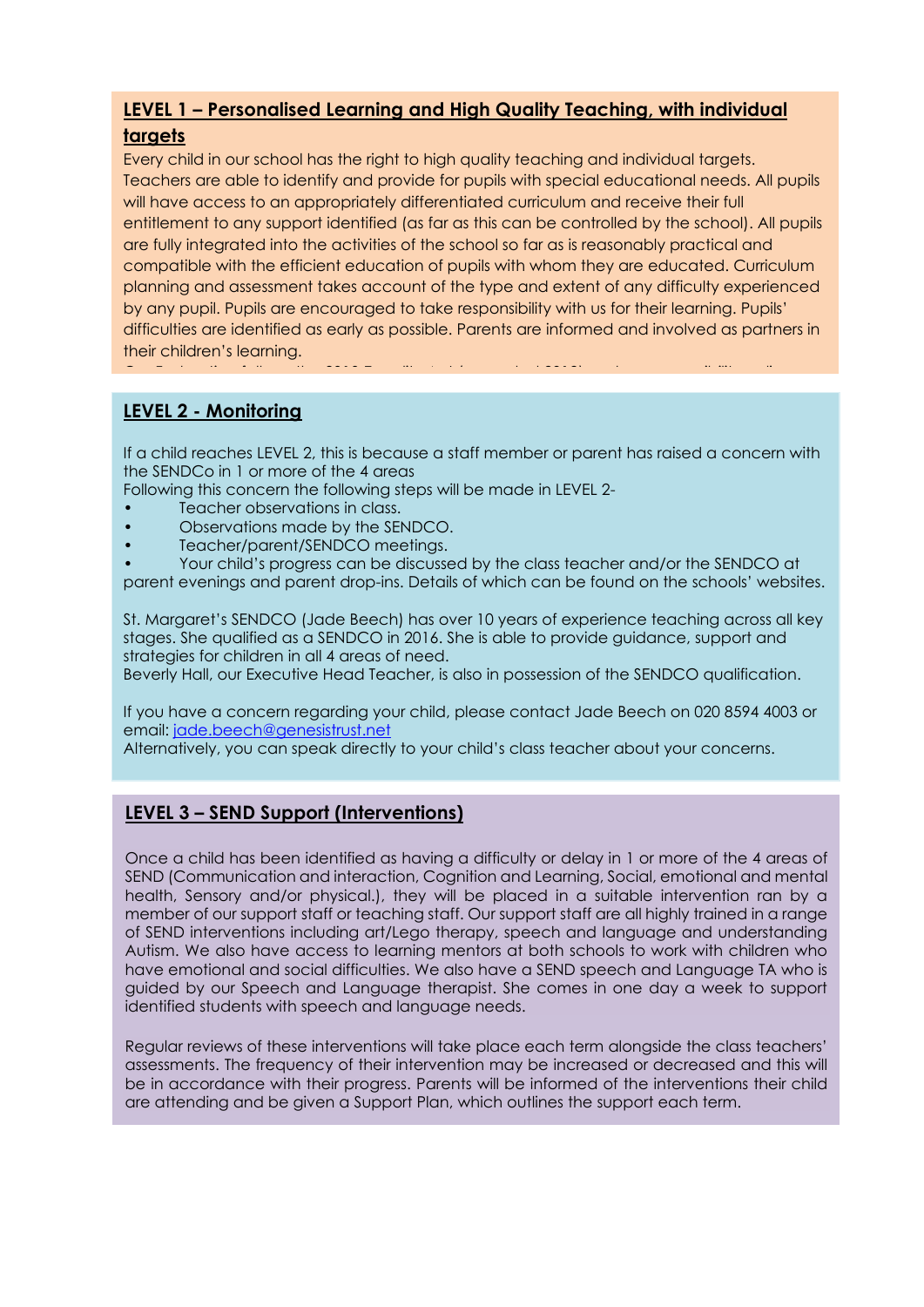## LEVEL 1 – Personalised Learning and High Quality Teaching, with individual targets

Every child in our school has the right to high quality teaching and individual targets. Teachers are able to identify and provide for pupils with special educational needs. All pupils will have access to an appropriately differentiated curriculum and receive their full entitlement to any support identified (as far as this can be controlled by the school). All pupils are fully integrated into the activities of the school so far as is reasonably practical and compatible with the efficient education of pupils with whom they are educated. Curriculum planning and assessment takes account of the type and extent of any difficulty experienced by any pupil. Pupils are encouraged to take responsibility with us for their learning. Pupils' difficulties are identified as early as possible. Parents are informed and involved as partners in their children's learning.

## LEVEL 2 - Monitoring

If a child reaches LEVEL 2, this is because a staff member or parent has raised a concern with the SENDCo in 1 or more of the 4 areas

Following this concern the following steps will be made in LEVEL 2-

- Teacher observations in class.
- Observations made by the SENDCO.
- Teacher/parent/SENDCO meetings.
- Your child's progress can be discussed by the class teacher and/or the SENDCO at parent evenings and parent drop-ins. Details of which can be found on the schools' websites.

St. Margaret's SENDCO (Jade Beech) has over 10 years of experience teaching across all key stages. She qualified as a SENDCO in 2016. She is able to provide guidance, support and strategies for children in all 4 areas of need.

Beverly Hall, our Executive Head Teacher, is also in possession of the SENDCO qualification.

If you have a concern regarding your child, please contact Jade Beech on 020 8594 4003 or email: jade.beech@genesistrust.net

Alternatively, you can speak directly to your child's class teacher about your concerns.

## LEVEL 3 – SEND Support (Interventions)

Once a child has been identified as having a difficulty or delay in 1 or more of the 4 areas of SEND (Communication and interaction, Cognition and Learning, Social, emotional and mental health, Sensory and/or physical.), they will be placed in a suitable intervention ran by a member of our support staff or teaching staff. Our support staff are all highly trained in a range of SEND interventions including art/Lego therapy, speech and language and understanding Autism. We also have access to learning mentors at both schools to work with children who have emotional and social difficulties. We also have a SEND speech and Language TA who is guided by our Speech and Language therapist. She comes in one day a week to support identified students with speech and language needs.

Regular reviews of these interventions will take place each term alongside the class teachers' assessments. The frequency of their intervention may be increased or decreased and this will be in accordance with their progress. Parents will be informed of the interventions their child are attending and be given a Support Plan, which outlines the support each term.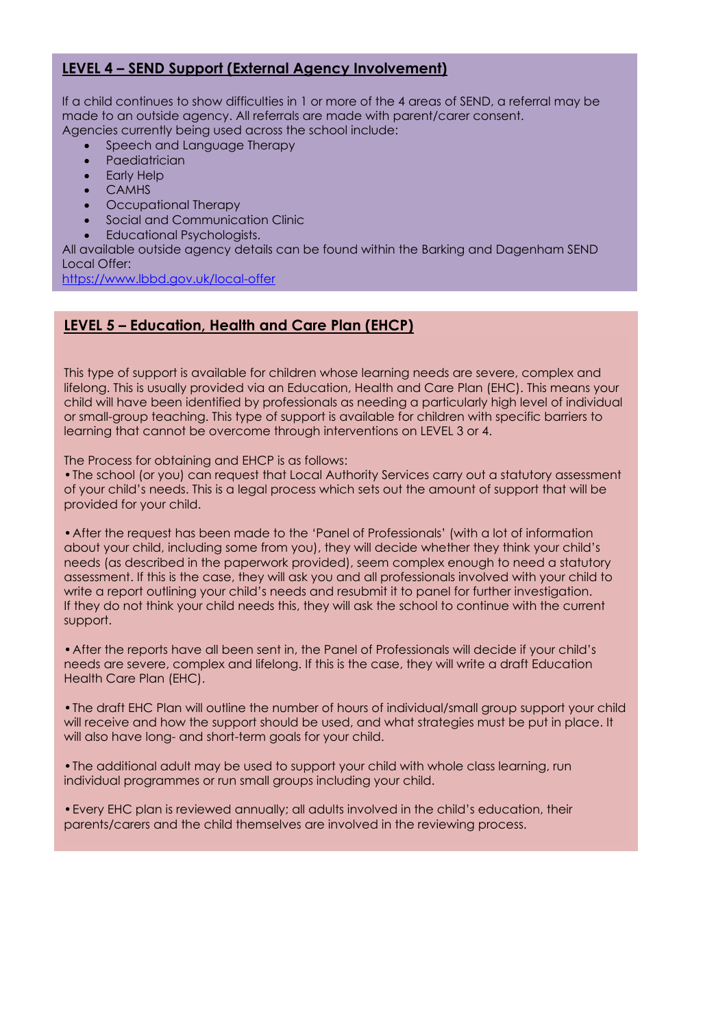## LEVEL 4 – SEND Support (External Agency Involvement)

If a child continues to show difficulties in 1 or more of the 4 areas of SEND, a referral may be made to an outside agency. All referrals are made with parent/carer consent.
Agencies currently being used across the school include:

- Speech and Language Therapy
- Paediatrician
- Early Help
- CAMHS
- Occupational Therapy
- Social and Communication Clinic
- Educational Psychologists.

All available outside agency details can be found within the Barking and Dagenham SEND Local Offer:
https://www.lbbd.gov.uk/local-offer

## LEVEL 5 – Education, Health and Care Plan (EHCP)

This type of support is available for children whose learning needs are severe, complex and lifelong. This is usually provided via an Education, Health and Care Plan (EHC). This means your child will have been identified by professionals as needing a particularly high level of individual or small-group teaching. This type of support is available for children with specific barriers to learning that cannot be overcome through interventions on LEVEL 3 or 4.

The Process for obtaining and EHCP is as follows:

• The school (or you) can request that Local Authority Services carry out a statutory assessment of your child's needs. This is a legal process which sets out the amount of support that will be provided for your child.

• After the request has been made to the 'Panel of Professionals' (with a lot of information about your child, including some from you), they will decide whether they think your child's needs (as described in the paperwork provided), seem complex enough to need a statutory assessment. If this is the case, they will ask you and all professionals involved with your child to write a report outlining your child's needs and resubmit it to panel for further investigation. If they do not think your child needs this, they will ask the school to continue with the current support.

• After the reports have all been sent in, the Panel of Professionals will decide if your child's needs are severe, complex and lifelong. If this is the case, they will write a draft Education Health Care Plan (EHC).

• The draft EHC Plan will outline the number of hours of individual/small group support your child will receive and how the support should be used, and what strategies must be put in place. It will also have long- and short-term goals for your child.

• The additional adult may be used to support your child with whole class learning, run individual programmes or run small groups including your child.

• Every EHC plan is reviewed annually; all adults involved in the child's education, their parents/carers and the child themselves are involved in the reviewing process.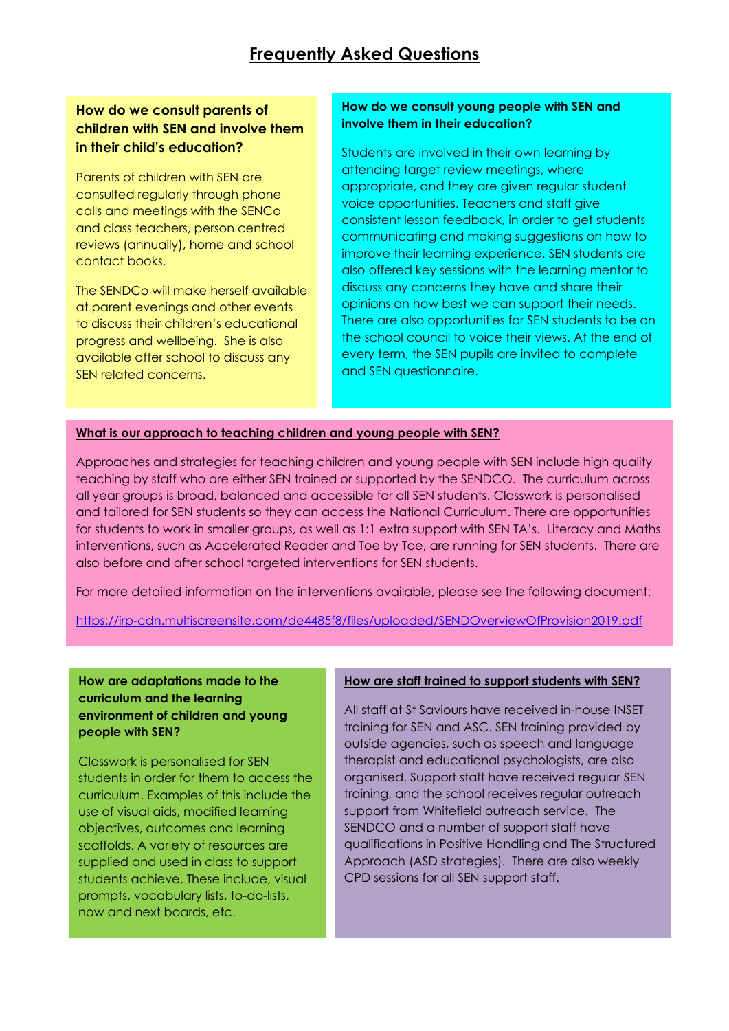# Frequently Asked Questions

### How do we consult parents of children with SEN and involve them in their child's education?

Parents of children with SEN are consulted regularly through phone calls and meetings with the SENCo and class teachers, person centred reviews (annually), home and school contact books.

The SENDCo will make herself available at parent evenings and other events to discuss their children's educational progress and wellbeing. She is also available after school to discuss any SEN related concerns.

### How do we consult young people with SEN and involve them in their education?

Students are involved in their own learning by attending target review meetings, where appropriate, and they are given regular student voice opportunities. Teachers and staff give consistent lesson feedback, in order to get students communicating and making suggestions on how to improve their learning experience. SEN students are also offered key sessions with the learning mentor to discuss any concerns they have and share their opinions on how best we can support their needs. There are also opportunities for SEN students to be on the school council to voice their views. At the end of every term, the SEN pupils are invited to complete and SEN questionnaire.

### What is our approach to teaching children and young people with SEN?

Approaches and strategies for teaching children and young people with SEN include high quality teaching by staff who are either SEN trained or supported by the SENDCO. The curriculum across all year groups is broad, balanced and accessible for all SEN students. Classwork is personalised and tailored for SEN students so they can access the National Curriculum. There are opportunities for students to work in smaller groups, as well as 1:1 extra support with SEN TA's. Literacy and Maths interventions, such as Accelerated Reader and Toe by Toe, are running for SEN students. There are also before and after school targeted interventions for SEN students.

For more detailed information on the interventions available, please see the following document:

https://irp-cdn.multiscreensite.com/de4485f8/files/uploaded/SENDOverviewOfProvision2019.pdf

### How are adaptations made to the curriculum and the learning environment of children and young people with SEN?

Classwork is personalised for SEN students in order for them to access the curriculum. Examples of this include the use of visual aids, modified learning objectives, outcomes and learning scaffolds. A variety of resources are supplied and used in class to support students achieve. These include, visual prompts, vocabulary lists, to-do-lists, now and next boards, etc.

### How are staff trained to support students with SEN?

All staff at St Saviours have received in-house INSET training for SEN and ASC. SEN training provided by outside agencies, such as speech and language therapist and educational psychologists, are also organised. Support staff have received regular SEN training, and the school receives regular outreach support from Whitefield outreach service. The SENDCO and a number of support staff have qualifications in Positive Handling and The Structured Approach (ASD strategies). There are also weekly CPD sessions for all SEN support staff.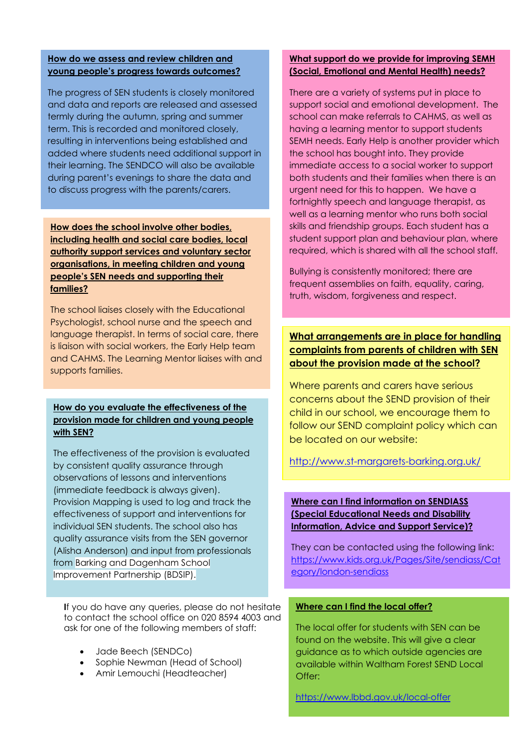**How do we assess and review children and young people's progress towards outcomes?**

The progress of SEN students is closely monitored and data and reports are released and assessed termly during the autumn, spring and summer term. This is recorded and monitored closely, resulting in interventions being established and added where students need additional support in their learning. The SENDCO will also be available during parent's evenings to share the data and to discuss progress with the parents/carers.

**How does the school involve other bodies, including health and social care bodies, local authority support services and voluntary sector organisations, in meeting children and young people's SEN needs and supporting their families?**

The school liaises closely with the Educational Psychologist, school nurse and the speech and language therapist. In terms of social care, there is liaison with social workers, the Early Help team and CAHMS. The Learning Mentor liaises with and supports families.

**How do you evaluate the effectiveness of the provision made for children and young people with SEN?**

The effectiveness of the provision is evaluated by consistent quality assurance through observations of lessons and interventions (immediate feedback is always given). Provision Mapping is used to log and track the effectiveness of support and interventions for individual SEN students. The school also has quality assurance visits from the SEN governor (Alisha Anderson) and input from professionals from Barking and Dagenham School Improvement Partnership (BDSIP).

If you do have any queries, please do not hesitate to contact the school office on 020 8594 4003 and ask for one of the following members of staff:

- Jade Beech (SENDCo)
- Sophie Newman (Head of School)
- Amir Lemouchi (Headteacher)

**What support do we provide for improving SEMH (Social, Emotional and Mental Health) needs?**

There are a variety of systems put in place to support social and emotional development. The school can make referrals to CAHMS, as well as having a learning mentor to support students SEMH needs. Early Help is another provider which the school has bought into. They provide immediate access to a social worker to support both students and their families when there is an urgent need for this to happen. We have a fortnightly speech and language therapist, as well as a learning mentor who runs both social skills and friendship groups. Each student has a student support plan and behaviour plan, where required, which is shared with all the school staff.

Bullying is consistently monitored; there are frequent assemblies on faith, equality, caring, truth, wisdom, forgiveness and respect.

**What arrangements are in place for handling complaints from parents of children with SEN about the provision made at the school?**

Where parents and carers have serious concerns about the SEND provision of their child in our school, we encourage them to follow our SEND complaint policy which can be located on our website:

http://www.st-margarets-barking.org.uk/

**Where can I find information on SENDIASS (Special Educational Needs and Disability Information, Advice and Support Service)?**

They can be contacted using the following link: https://www.kids.org.uk/Pages/Site/sendiass/Category/london-sendiass

**Where can I find the local offer?**

The local offer for students with SEN can be found on the website. This will give a clear guidance as to which outside agencies are available within Waltham Forest SEND Local Offer:

https://www.lbbd.gov.uk/local-offer